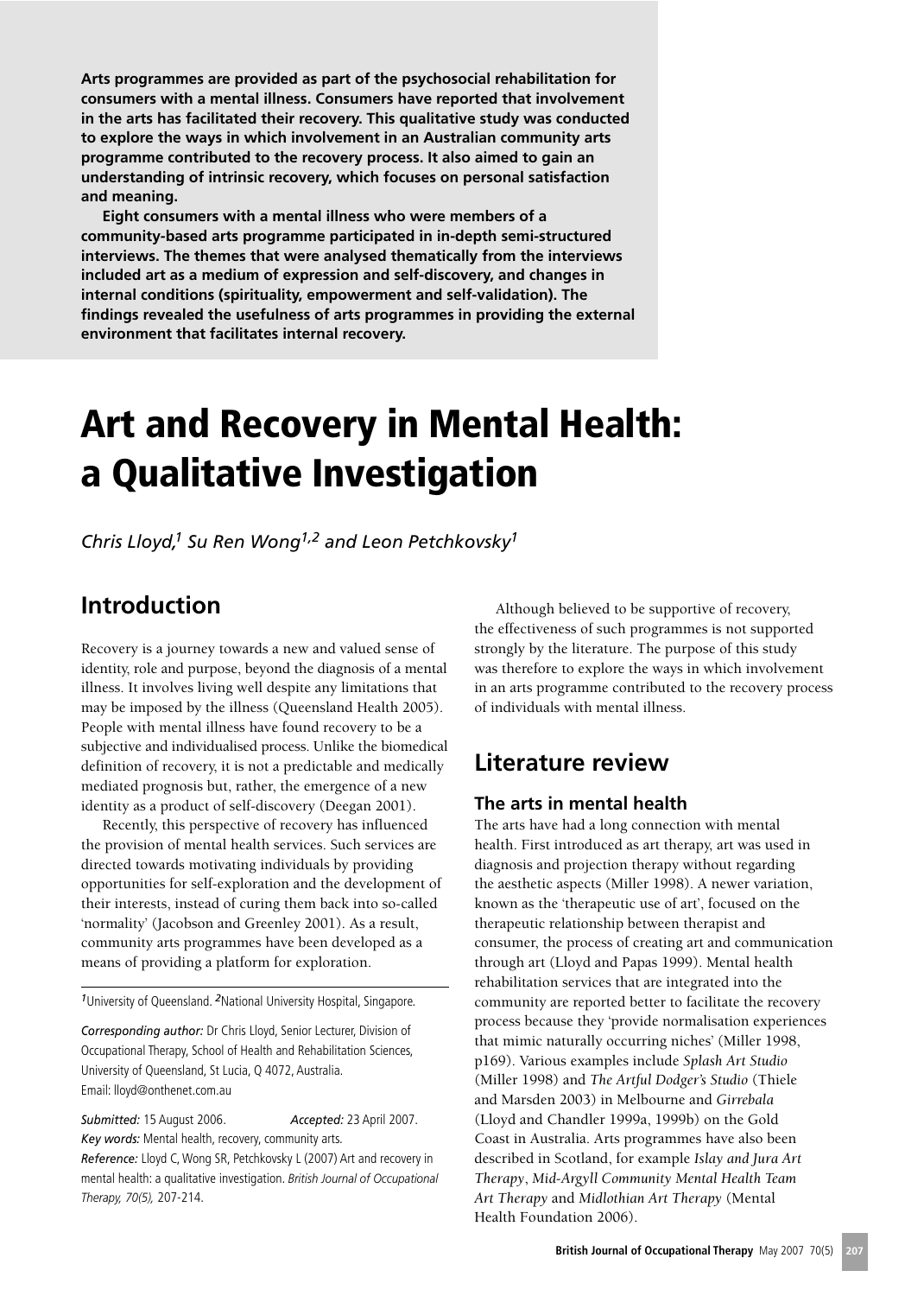**Arts programmes are provided as part of the psychosocial rehabilitation for consumers with a mental illness. Consumers have reported that involvement in the arts has facilitated their recovery. This qualitative study was conducted to explore the ways in which involvement in an Australian community arts programme contributed to the recovery process. It also aimed to gain an understanding of intrinsic recovery, which focuses on personal satisfaction and meaning.**

**Eight consumers with a mental illness who were members of a community-based arts programme participated in in-depth semi-structured interviews. The themes that were analysed thematically from the interviews included art as a medium of expression and self-discovery, and changes in internal conditions (spirituality, empowerment and self-validation). The findings revealed the usefulness of arts programmes in providing the external environment that facilitates internal recovery.**

# Art and Recovery in Mental Health: a Qualitative Investigation

*Chris Lloyd,[1] Su Ren Wong[1,2] and Leon Petchkovsky[1]*

## Introduction

Recovery is a journey towards a new and valued sense of identity, role and purpose, beyond the diagnosis of a mental illness. It involves living well despite any limitations that may be imposed by the illness (Queensland Health 2005). People with mental illness have found recovery to be a subjective and individualised process. Unlike the biomedical definition of recovery, it is not a predictable and medically mediated prognosis but, rather, the emergence of a new identity as a product of self-discovery (Deegan 2001).

Recently, this perspective of recovery has influenced the provision of mental health services. Such services are directed towards motivating individuals by providing opportunities for self-exploration and the development of their interests, instead of curing them back into so-called 'normality' (Jacobson and Greenley 2001). As a result, community arts programmes have been developed as a means of providing a platform for exploration.

[1]University of Queensland. [2]National University Hospital, Singapore.

*Corresponding author:* Dr Chris Lloyd, Senior Lecturer, Division of Occupational Therapy, School of Health and Rehabilitation Sciences, University of Queensland, St Lucia, Q 4072, Australia. Email: lloyd@onthenet.com.au

*Submitted:* 15 August 2006. *Accepted:* 23 April 2007.
*Key words:* Mental health, recovery, community arts.
*Reference:* Lloyd C, Wong SR, Petchkovsky L (2007) Art and recovery in mental health: a qualitative investigation. *British Journal of Occupational Therapy, 70(5),* 207-214.

Although believed to be supportive of recovery, the effectiveness of such programmes is not supported strongly by the literature. The purpose of this study was therefore to explore the ways in which involvement in an arts programme contributed to the recovery process of individuals with mental illness.

## Literature review

### The arts in mental health

The arts have had a long connection with mental health. First introduced as art therapy, art was used in diagnosis and projection therapy without regarding the aesthetic aspects (Miller 1998). A newer variation, known as the 'therapeutic use of art', focused on the therapeutic relationship between therapist and consumer, the process of creating art and communication through art (Lloyd and Papas 1999). Mental health rehabilitation services that are integrated into the community are reported better to facilitate the recovery process because they 'provide normalisation experiences that mimic naturally occurring niches' (Miller 1998, p169). Various examples include *Splash Art Studio* (Miller 1998) and *The Artful Dodger's Studio* (Thiele and Marsden 2003) in Melbourne and *Girrebala* (Lloyd and Chandler 1999a, 1999b) on the Gold Coast in Australia. Arts programmes have also been described in Scotland, for example *Islay and Jura Art Therapy*, *Mid-Argyll Community Mental Health Team Art Therapy* and *Midlothian Art Therapy* (Mental Health Foundation 2006).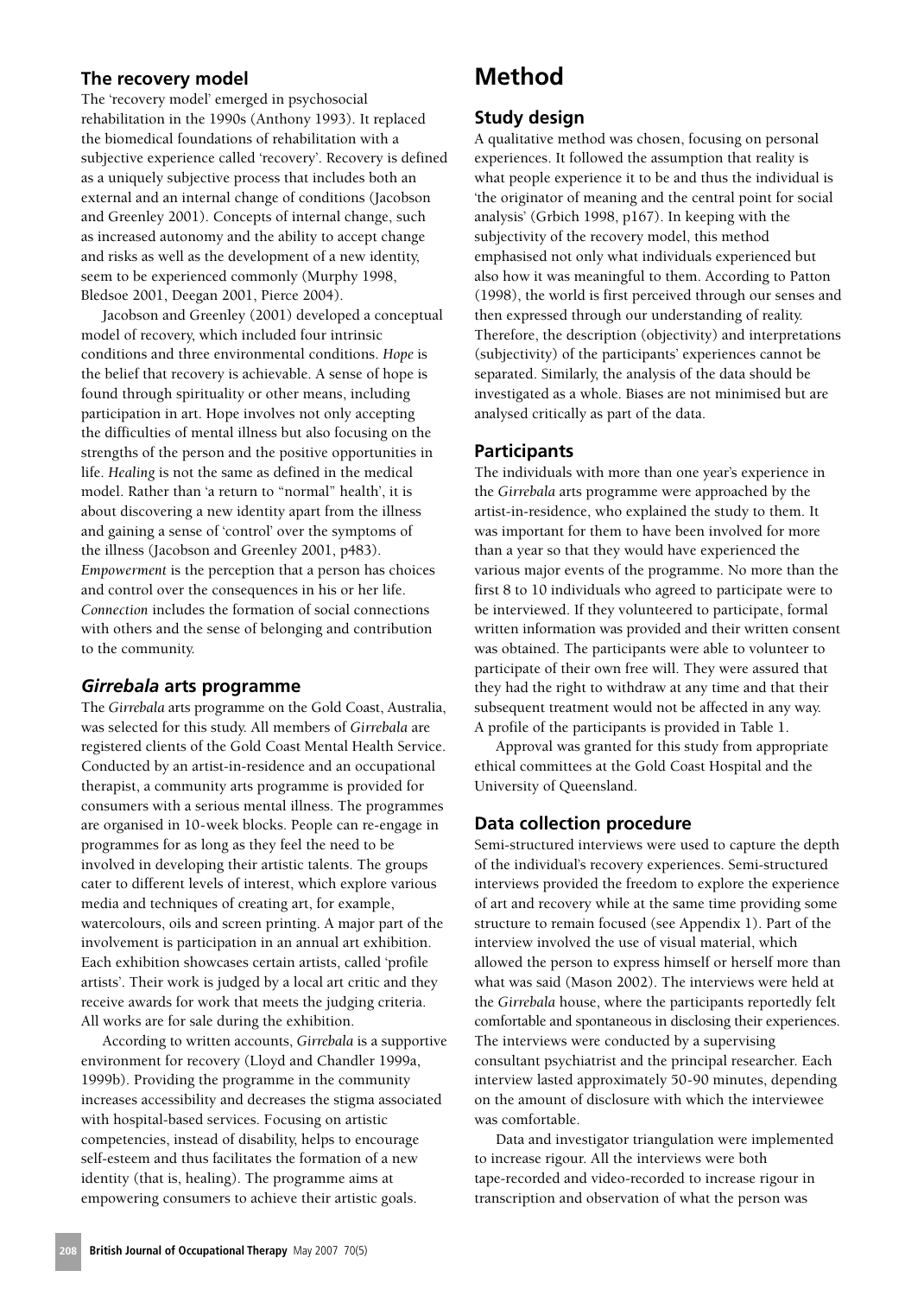### The recovery model

The 'recovery model' emerged in psychosocial rehabilitation in the 1990s (Anthony 1993). It replaced the biomedical foundations of rehabilitation with a subjective experience called 'recovery'. Recovery is defined as a uniquely subjective process that includes both an external and an internal change of conditions (Jacobson and Greenley 2001). Concepts of internal change, such as increased autonomy and the ability to accept change and risks as well as the development of a new identity, seem to be experienced commonly (Murphy 1998, Bledsoe 2001, Deegan 2001, Pierce 2004).

Jacobson and Greenley (2001) developed a conceptual model of recovery, which included four intrinsic conditions and three environmental conditions. *Hope* is the belief that recovery is achievable. A sense of hope is found through spirituality or other means, including participation in art. Hope involves not only accepting the difficulties of mental illness but also focusing on the strengths of the person and the positive opportunities in life. *Healing* is not the same as defined in the medical model. Rather than 'a return to "normal" health', it is about discovering a new identity apart from the illness and gaining a sense of 'control' over the symptoms of the illness (Jacobson and Greenley 2001, p483). *Empowerment* is the perception that a person has choices and control over the consequences in his or her life. *Connection* includes the formation of social connections with others and the sense of belonging and contribution to the community.

### *Girrebala* arts programme

The *Girrebala* arts programme on the Gold Coast, Australia, was selected for this study. All members of *Girrebala* are registered clients of the Gold Coast Mental Health Service. Conducted by an artist-in-residence and an occupational therapist, a community arts programme is provided for consumers with a serious mental illness. The programmes are organised in 10-week blocks. People can re-engage in programmes for as long as they feel the need to be involved in developing their artistic talents. The groups cater to different levels of interest, which explore various media and techniques of creating art, for example, watercolours, oils and screen printing. A major part of the involvement is participation in an annual art exhibition. Each exhibition showcases certain artists, called 'profile artists'. Their work is judged by a local art critic and they receive awards for work that meets the judging criteria. All works are for sale during the exhibition.

According to written accounts, *Girrebala* is a supportive environment for recovery (Lloyd and Chandler 1999a, 1999b). Providing the programme in the community increases accessibility and decreases the stigma associated with hospital-based services. Focusing on artistic competencies, instead of disability, helps to encourage self-esteem and thus facilitates the formation of a new identity (that is, healing). The programme aims at empowering consumers to achieve their artistic goals.

## Method

### Study design

A qualitative method was chosen, focusing on personal experiences. It followed the assumption that reality is what people experience it to be and thus the individual is 'the originator of meaning and the central point for social analysis' (Grbich 1998, p167). In keeping with the subjectivity of the recovery model, this method emphasised not only what individuals experienced but also how it was meaningful to them. According to Patton (1998), the world is first perceived through our senses and then expressed through our understanding of reality. Therefore, the description (objectivity) and interpretations (subjectivity) of the participants' experiences cannot be separated. Similarly, the analysis of the data should be investigated as a whole. Biases are not minimised but are analysed critically as part of the data.

### Participants

The individuals with more than one year's experience in the *Girrebala* arts programme were approached by the artist-in-residence, who explained the study to them. It was important for them to have been involved for more than a year so that they would have experienced the various major events of the programme. No more than the first 8 to 10 individuals who agreed to participate were to be interviewed. If they volunteered to participate, formal written information was provided and their written consent was obtained. The participants were able to volunteer to participate of their own free will. They were assured that they had the right to withdraw at any time and that their subsequent treatment would not be affected in any way. A profile of the participants is provided in Table 1.

Approval was granted for this study from appropriate ethical committees at the Gold Coast Hospital and the University of Queensland.

### Data collection procedure

Semi-structured interviews were used to capture the depth of the individual's recovery experiences. Semi-structured interviews provided the freedom to explore the experience of art and recovery while at the same time providing some structure to remain focused (see Appendix 1). Part of the interview involved the use of visual material, which allowed the person to express himself or herself more than what was said (Mason 2002). The interviews were held at the *Girrebala* house, where the participants reportedly felt comfortable and spontaneous in disclosing their experiences. The interviews were conducted by a supervising consultant psychiatrist and the principal researcher. Each interview lasted approximately 50-90 minutes, depending on the amount of disclosure with which the interviewee was comfortable.

Data and investigator triangulation were implemented to increase rigour. All the interviews were both tape-recorded and video-recorded to increase rigour in transcription and observation of what the person was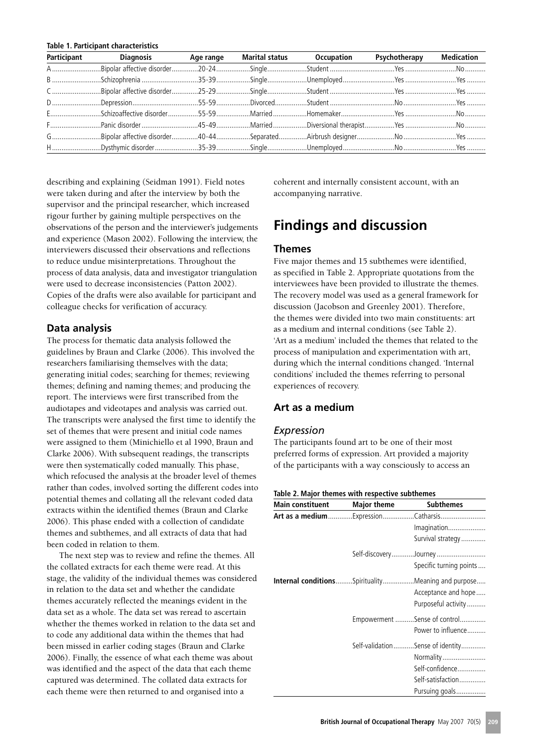**Table 1. Participant characteristics**

| Participant | Diagnosis | Age range | Marital status | Occupation | Psychotherapy | Medication |
|---|---|---|---|---|---|---|
| A | Bipolar affective disorder | 20-24 | Single | Student | Yes | No |
| B | Schizophrenia | 35-39 | Single | Unemployed | Yes | Yes |
| C | Bipolar affective disorder | 25-29 | Single | Student | Yes | Yes |
| D | Depression | 55-59 | Divorced | Student | No | Yes |
| E | Schizoaffective disorder | 55-59 | Married | Homemaker | Yes | No |
| F | Panic disorder | 45-49 | Married | Diversional therapist | Yes | No |
| G | Bipolar affective disorder | 40-44 | Separated | Airbrush designer | No | Yes |
| H | Dysthymic disorder | 35-39 | Single | Unemployed | No | Yes |

describing and explaining (Seidman 1991). Field notes were taken during and after the interview by both the supervisor and the principal researcher, which increased rigour further by gaining multiple perspectives on the observations of the person and the interviewer's judgements and experience (Mason 2002). Following the interview, the interviewers discussed their observations and reflections to reduce undue misinterpretations. Throughout the process of data analysis, data and investigator triangulation were used to decrease inconsistencies (Patton 2002). Copies of the drafts were also available for participant and colleague checks for verification of accuracy.

### Data analysis

The process for thematic data analysis followed the guidelines by Braun and Clarke (2006). This involved the researchers familiarising themselves with the data; generating initial codes; searching for themes; reviewing themes; defining and naming themes; and producing the report. The interviews were first transcribed from the audiotapes and videotapes and analysis was carried out. The transcripts were analysed the first time to identify the set of themes that were present and initial code names were assigned to them (Minichiello et al 1990, Braun and Clarke 2006). With subsequent readings, the transcripts were then systematically coded manually. This phase, which refocused the analysis at the broader level of themes rather than codes, involved sorting the different codes into potential themes and collating all the relevant coded data extracts within the identified themes (Braun and Clarke 2006). This phase ended with a collection of candidate themes and subthemes, and all extracts of data that had been coded in relation to them.

The next step was to review and refine the themes. All the collated extracts for each theme were read. At this stage, the validity of the individual themes was considered in relation to the data set and whether the candidate themes accurately reflected the meanings evident in the data set as a whole. The data set was reread to ascertain whether the themes worked in relation to the data set and to code any additional data within the themes that had been missed in earlier coding stages (Braun and Clarke 2006). Finally, the essence of what each theme was about was identified and the aspect of the data that each theme captured was determined. The collated data extracts for each theme were then returned to and organised into a coherent and internally consistent account, with an accompanying narrative.

## Findings and discussion

### Themes

Five major themes and 15 subthemes were identified, as specified in Table 2. Appropriate quotations from the interviewees have been provided to illustrate the themes. The recovery model was used as a general framework for discussion (Jacobson and Greenley 2001). Therefore, the themes were divided into two main constituents: art as a medium and internal conditions (see Table 2). 'Art as a medium' included the themes that related to the process of manipulation and experimentation with art, during which the internal conditions changed. 'Internal conditions' included the themes referring to personal experiences of recovery.

### Art as a medium

#### *Expression*

The participants found art to be one of their most preferred forms of expression. Art provided a majority of the participants with a way consciously to access an

**Table 2. Major themes with respective subthemes**

| Main constituent | Major theme | Subthemes |
|---|---|---|
| **Art as a medium** | Expression | Catharsis |
| | | Imagination |
| | | Survival strategy |
| | Self-discovery | Journey |
| | | Specific turning points |
| **Internal conditions** | Spirituality | Meaning and purpose |
| | | Acceptance and hope |
| | | Purposeful activity |
| | Empowerment | Sense of control |
| | | Power to influence |
| | Self-validation | Sense of identity |
| | | Normality |
| | | Self-confidence |
| | | Self-satisfaction |
| | | Pursuing goals |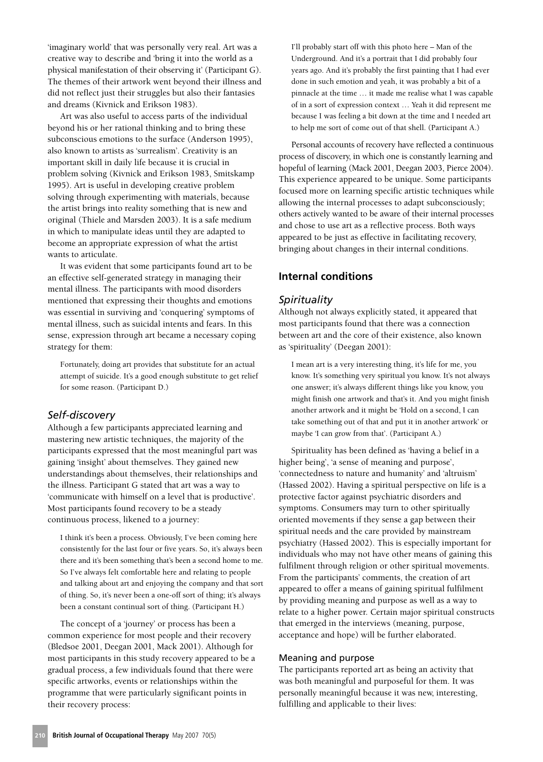'imaginary world' that was personally very real. Art was a creative way to describe and 'bring it into the world as a physical manifestation of their observing it' (Participant G). The themes of their artwork went beyond their illness and did not reflect just their struggles but also their fantasies and dreams (Kivnick and Erikson 1983).

Art was also useful to access parts of the individual beyond his or her rational thinking and to bring these subconscious emotions to the surface (Anderson 1995), also known to artists as 'surrealism'. Creativity is an important skill in daily life because it is crucial in problem solving (Kivnick and Erikson 1983, Smitskamp 1995). Art is useful in developing creative problem solving through experimenting with materials, because the artist brings into reality something that is new and original (Thiele and Marsden 2003). It is a safe medium in which to manipulate ideas until they are adapted to become an appropriate expression of what the artist wants to articulate.

It was evident that some participants found art to be an effective self-generated strategy in managing their mental illness. The participants with mood disorders mentioned that expressing their thoughts and emotions was essential in surviving and 'conquering' symptoms of mental illness, such as suicidal intents and fears. In this sense, expression through art became a necessary coping strategy for them:

> Fortunately, doing art provides that substitute for an actual attempt of suicide. It's a good enough substitute to get relief for some reason. (Participant D.)

### *Self-discovery*

Although a few participants appreciated learning and mastering new artistic techniques, the majority of the participants expressed that the most meaningful part was gaining 'insight' about themselves. They gained new understandings about themselves, their relationships and the illness. Participant G stated that art was a way to 'communicate with himself on a level that is productive'. Most participants found recovery to be a steady continuous process, likened to a journey:

> I think it's been a process. Obviously, I've been coming here consistently for the last four or five years. So, it's always been there and it's been something that's been a second home to me. So I've always felt comfortable here and relating to people and talking about art and enjoying the company and that sort of thing. So, it's never been a one-off sort of thing; it's always been a constant continual sort of thing. (Participant H.)

The concept of a 'journey' or process has been a common experience for most people and their recovery (Bledsoe 2001, Deegan 2001, Mack 2001). Although for most participants in this study recovery appeared to be a gradual process, a few individuals found that there were specific artworks, events or relationships within the programme that were particularly significant points in their recovery process:

> I'll probably start off with this photo here – Man of the Underground. And it's a portrait that I did probably four years ago. And it's probably the first painting that I had ever done in such emotion and yeah, it was probably a bit of a pinnacle at the time … it made me realise what I was capable of in a sort of expression context … Yeah it did represent me because I was feeling a bit down at the time and I needed art to help me sort of come out of that shell. (Participant A.)

Personal accounts of recovery have reflected a continuous process of discovery, in which one is constantly learning and hopeful of learning (Mack 2001, Deegan 2003, Pierce 2004). This experience appeared to be unique. Some participants focused more on learning specific artistic techniques while allowing the internal processes to adapt subconsciously; others actively wanted to be aware of their internal processes and chose to use art as a reflective process. Both ways appeared to be just as effective in facilitating recovery, bringing about changes in their internal conditions.

## Internal conditions

### *Spirituality*

Although not always explicitly stated, it appeared that most participants found that there was a connection between art and the core of their existence, also known as 'spirituality' (Deegan 2001):

> I mean art is a very interesting thing, it's life for me, you know. It's something very spiritual you know. It's not always one answer; it's always different things like you know, you might finish one artwork and that's it. And you might finish another artwork and it might be 'Hold on a second, I can take something out of that and put it in another artwork' or maybe 'I can grow from that'. (Participant A.)

Spirituality has been defined as 'having a belief in a higher being', 'a sense of meaning and purpose', 'connectedness to nature and humanity' and 'altruism' (Hassed 2002). Having a spiritual perspective on life is a protective factor against psychiatric disorders and symptoms. Consumers may turn to other spiritually oriented movements if they sense a gap between their spiritual needs and the care provided by mainstream psychiatry (Hassed 2002). This is especially important for individuals who may not have other means of gaining this fulfilment through religion or other spiritual movements. From the participants' comments, the creation of art appeared to offer a means of gaining spiritual fulfilment by providing meaning and purpose as well as a way to relate to a higher power. Certain major spiritual constructs that emerged in the interviews (meaning, purpose, acceptance and hope) will be further elaborated.

#### Meaning and purpose

The participants reported art as being an activity that was both meaningful and purposeful for them. It was personally meaningful because it was new, interesting, fulfilling and applicable to their lives: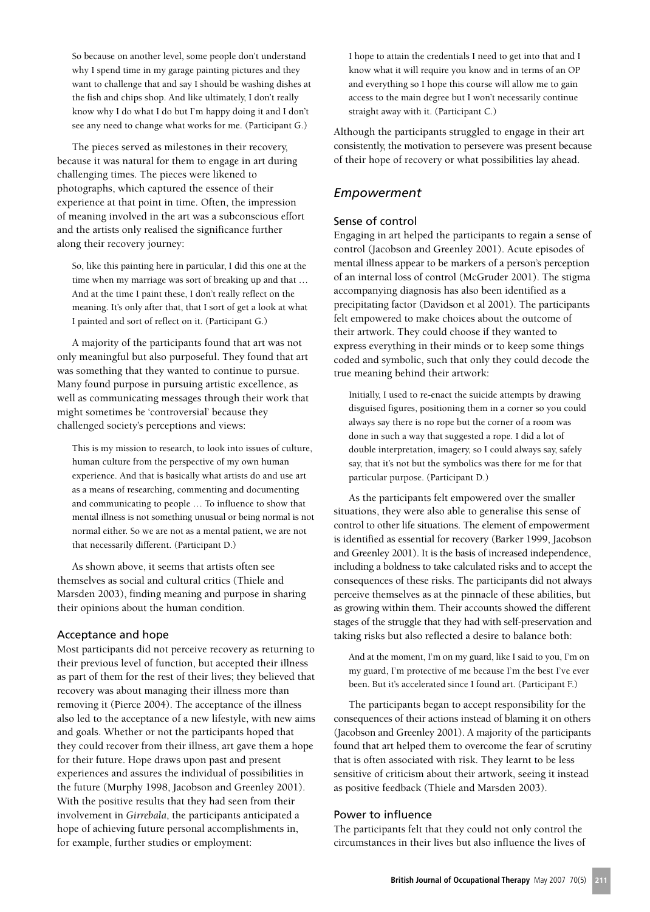> So because on another level, some people don't understand why I spend time in my garage painting pictures and they want to challenge that and say I should be washing dishes at the fish and chips shop. And like ultimately, I don't really know why I do what I do but I'm happy doing it and I don't see any need to change what works for me. (Participant G.)

The pieces served as milestones in their recovery, because it was natural for them to engage in art during challenging times. The pieces were likened to photographs, which captured the essence of their experience at that point in time. Often, the impression of meaning involved in the art was a subconscious effort and the artists only realised the significance further along their recovery journey:

> So, like this painting here in particular, I did this one at the time when my marriage was sort of breaking up and that … And at the time I paint these, I don't really reflect on the meaning. It's only after that, that I sort of get a look at what I painted and sort of reflect on it. (Participant G.)

A majority of the participants found that art was not only meaningful but also purposeful. They found that art was something that they wanted to continue to pursue. Many found purpose in pursuing artistic excellence, as well as communicating messages through their work that might sometimes be 'controversial' because they challenged society's perceptions and views:

> This is my mission to research, to look into issues of culture, human culture from the perspective of my own human experience. And that is basically what artists do and use art as a means of researching, commenting and documenting and communicating to people … To influence to show that mental illness is not something unusual or being normal is not normal either. So we are not as a mental patient, we are not that necessarily different. (Participant D.)

As shown above, it seems that artists often see themselves as social and cultural critics (Thiele and Marsden 2003), finding meaning and purpose in sharing their opinions about the human condition.

### Acceptance and hope

Most participants did not perceive recovery as returning to their previous level of function, but accepted their illness as part of them for the rest of their lives; they believed that recovery was about managing their illness more than removing it (Pierce 2004). The acceptance of the illness also led to the acceptance of a new lifestyle, with new aims and goals. Whether or not the participants hoped that they could recover from their illness, art gave them a hope for their future. Hope draws upon past and present experiences and assures the individual of possibilities in the future (Murphy 1998, Jacobson and Greenley 2001). With the positive results that they had seen from their involvement in *Girrebala*, the participants anticipated a hope of achieving future personal accomplishments in, for example, further studies or employment:

> I hope to attain the credentials I need to get into that and I know what it will require you know and in terms of an OP and everything so I hope this course will allow me to gain access to the main degree but I won't necessarily continue straight away with it. (Participant C.)

Although the participants struggled to engage in their art consistently, the motivation to persevere was present because of their hope of recovery or what possibilities lay ahead.

## *Empowerment*

### Sense of control

Engaging in art helped the participants to regain a sense of control (Jacobson and Greenley 2001). Acute episodes of mental illness appear to be markers of a person's perception of an internal loss of control (McGruder 2001). The stigma accompanying diagnosis has also been identified as a precipitating factor (Davidson et al 2001). The participants felt empowered to make choices about the outcome of their artwork. They could choose if they wanted to express everything in their minds or to keep some things coded and symbolic, such that only they could decode the true meaning behind their artwork:

> Initially, I used to re-enact the suicide attempts by drawing disguised figures, positioning them in a corner so you could always say there is no rope but the corner of a room was done in such a way that suggested a rope. I did a lot of double interpretation, imagery, so I could always say, safely say, that it's not but the symbolics was there for me for that particular purpose. (Participant D.)

As the participants felt empowered over the smaller situations, they were also able to generalise this sense of control to other life situations. The element of empowerment is identified as essential for recovery (Barker 1999, Jacobson and Greenley 2001). It is the basis of increased independence, including a boldness to take calculated risks and to accept the consequences of these risks. The participants did not always perceive themselves as at the pinnacle of these abilities, but as growing within them. Their accounts showed the different stages of the struggle that they had with self-preservation and taking risks but also reflected a desire to balance both:

> And at the moment, I'm on my guard, like I said to you, I'm on my guard, I'm protective of me because I'm the best I've ever been. But it's accelerated since I found art. (Participant F.)

The participants began to accept responsibility for the consequences of their actions instead of blaming it on others (Jacobson and Greenley 2001). A majority of the participants found that art helped them to overcome the fear of scrutiny that is often associated with risk. They learnt to be less sensitive of criticism about their artwork, seeing it instead as positive feedback (Thiele and Marsden 2003).

### Power to influence

The participants felt that they could not only control the circumstances in their lives but also influence the lives of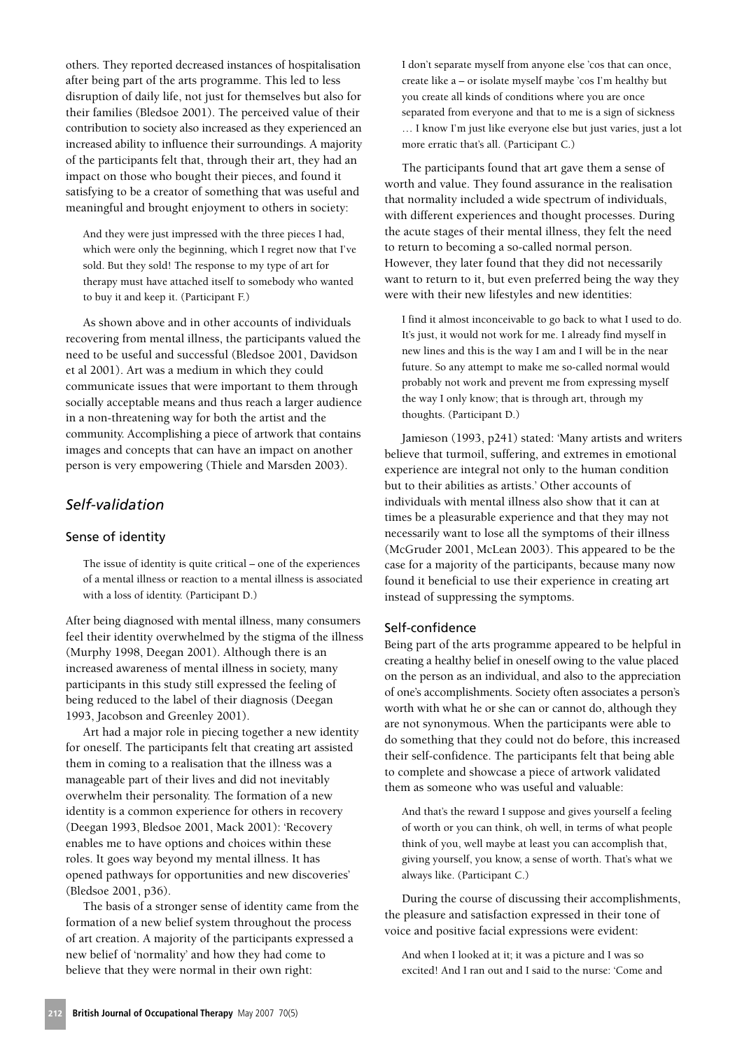others. They reported decreased instances of hospitalisation after being part of the arts programme. This led to less disruption of daily life, not just for themselves but also for their families (Bledsoe 2001). The perceived value of their contribution to society also increased as they experienced an increased ability to influence their surroundings. A majority of the participants felt that, through their art, they had an impact on those who bought their pieces, and found it satisfying to be a creator of something that was useful and meaningful and brought enjoyment to others in society:

> And they were just impressed with the three pieces I had, which were only the beginning, which I regret now that I've sold. But they sold! The response to my type of art for therapy must have attached itself to somebody who wanted to buy it and keep it. (Participant F.)

As shown above and in other accounts of individuals recovering from mental illness, the participants valued the need to be useful and successful (Bledsoe 2001, Davidson et al 2001). Art was a medium in which they could communicate issues that were important to them through socially acceptable means and thus reach a larger audience in a non-threatening way for both the artist and the community. Accomplishing a piece of artwork that contains images and concepts that can have an impact on another person is very empowering (Thiele and Marsden 2003).

## *Self-validation*

### Sense of identity

> The issue of identity is quite critical – one of the experiences of a mental illness or reaction to a mental illness is associated with a loss of identity. (Participant D.)

After being diagnosed with mental illness, many consumers feel their identity overwhelmed by the stigma of the illness (Murphy 1998, Deegan 2001). Although there is an increased awareness of mental illness in society, many participants in this study still expressed the feeling of being reduced to the label of their diagnosis (Deegan 1993, Jacobson and Greenley 2001).

Art had a major role in piecing together a new identity for oneself. The participants felt that creating art assisted them in coming to a realisation that the illness was a manageable part of their lives and did not inevitably overwhelm their personality. The formation of a new identity is a common experience for others in recovery (Deegan 1993, Bledsoe 2001, Mack 2001): 'Recovery enables me to have options and choices within these roles. It goes way beyond my mental illness. It has opened pathways for opportunities and new discoveries' (Bledsoe 2001, p36).

The basis of a stronger sense of identity came from the formation of a new belief system throughout the process of art creation. A majority of the participants expressed a new belief of 'normality' and how they had come to believe that they were normal in their own right:

> I don't separate myself from anyone else 'cos that can once, create like a – or isolate myself maybe 'cos I'm healthy but you create all kinds of conditions where you are once separated from everyone and that to me is a sign of sickness … I know I'm just like everyone else but just varies, just a lot more erratic that's all. (Participant C.)

The participants found that art gave them a sense of worth and value. They found assurance in the realisation that normality included a wide spectrum of individuals, with different experiences and thought processes. During the acute stages of their mental illness, they felt the need to return to becoming a so-called normal person. However, they later found that they did not necessarily want to return to it, but even preferred being the way they were with their new lifestyles and new identities:

> I find it almost inconceivable to go back to what I used to do. It's just, it would not work for me. I already find myself in new lines and this is the way I am and I will be in the near future. So any attempt to make me so-called normal would probably not work and prevent me from expressing myself the way I only know; that is through art, through my thoughts. (Participant D.)

Jamieson (1993, p241) stated: 'Many artists and writers believe that turmoil, suffering, and extremes in emotional experience are integral not only to the human condition but to their abilities as artists.' Other accounts of individuals with mental illness also show that it can at times be a pleasurable experience and that they may not necessarily want to lose all the symptoms of their illness (McGruder 2001, McLean 2003). This appeared to be the case for a majority of the participants, because many now found it beneficial to use their experience in creating art instead of suppressing the symptoms.

### Self-confidence

Being part of the arts programme appeared to be helpful in creating a healthy belief in oneself owing to the value placed on the person as an individual, and also to the appreciation of one's accomplishments. Society often associates a person's worth with what he or she can or cannot do, although they are not synonymous. When the participants were able to do something that they could not do before, this increased their self-confidence. The participants felt that being able to complete and showcase a piece of artwork validated them as someone who was useful and valuable:

> And that's the reward I suppose and gives yourself a feeling of worth or you can think, oh well, in terms of what people think of you, well maybe at least you can accomplish that, giving yourself, you know, a sense of worth. That's what we always like. (Participant C.)

During the course of discussing their accomplishments, the pleasure and satisfaction expressed in their tone of voice and positive facial expressions were evident:

> And when I looked at it; it was a picture and I was so excited! And I ran out and I said to the nurse: 'Come and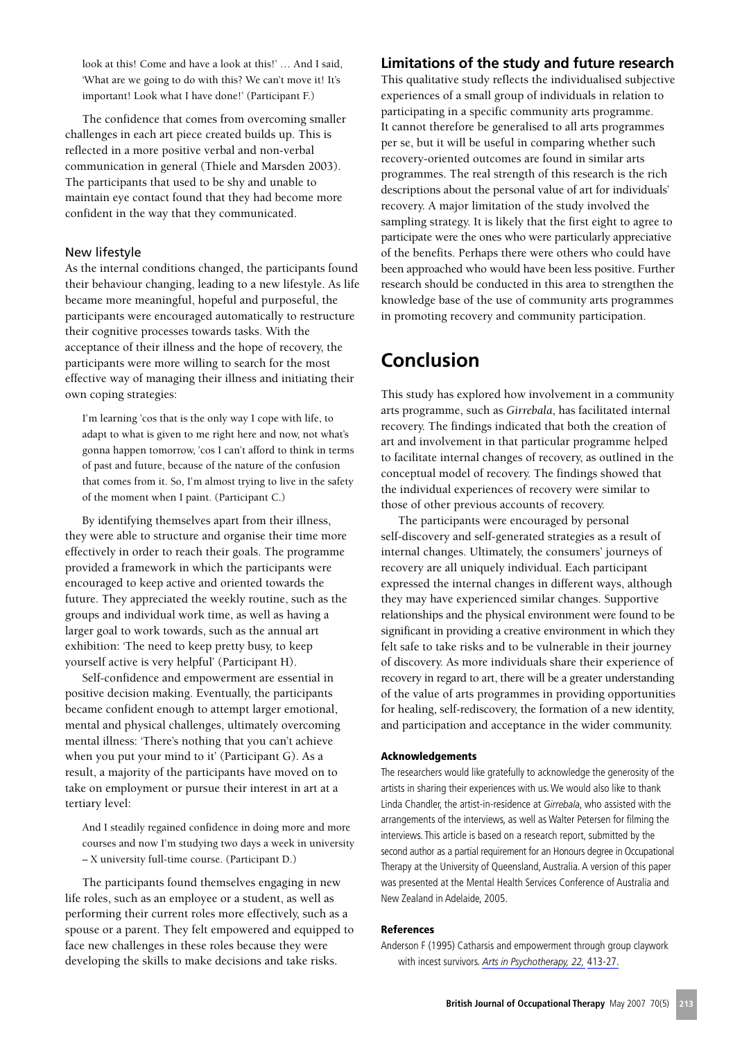look at this! Come and have a look at this!' … And I said, 'What are we going to do with this? We can't move it! It's important! Look what I have done!' (Participant F.)

The confidence that comes from overcoming smaller challenges in each art piece created builds up. This is reflected in a more positive verbal and non-verbal communication in general (Thiele and Marsden 2003). The participants that used to be shy and unable to maintain eye contact found that they had become more confident in the way that they communicated.

### New lifestyle

As the internal conditions changed, the participants found their behaviour changing, leading to a new lifestyle. As life became more meaningful, hopeful and purposeful, the participants were encouraged automatically to restructure their cognitive processes towards tasks. With the acceptance of their illness and the hope of recovery, the participants were more willing to search for the most effective way of managing their illness and initiating their own coping strategies:

> I'm learning 'cos that is the only way I cope with life, to adapt to what is given to me right here and now, not what's gonna happen tomorrow, 'cos I can't afford to think in terms of past and future, because of the nature of the confusion that comes from it. So, I'm almost trying to live in the safety of the moment when I paint. (Participant C.)

By identifying themselves apart from their illness, they were able to structure and organise their time more effectively in order to reach their goals. The programme provided a framework in which the participants were encouraged to keep active and oriented towards the future. They appreciated the weekly routine, such as the groups and individual work time, as well as having a larger goal to work towards, such as the annual art exhibition: 'The need to keep pretty busy, to keep yourself active is very helpful' (Participant H).

Self-confidence and empowerment are essential in positive decision making. Eventually, the participants became confident enough to attempt larger emotional, mental and physical challenges, ultimately overcoming mental illness: 'There's nothing that you can't achieve when you put your mind to it' (Participant G). As a result, a majority of the participants have moved on to take on employment or pursue their interest in art at a tertiary level:

> And I steadily regained confidence in doing more and more courses and now I'm studying two days a week in university – X university full-time course. (Participant D.)

The participants found themselves engaging in new life roles, such as an employee or a student, as well as performing their current roles more effectively, such as a spouse or a parent. They felt empowered and equipped to face new challenges in these roles because they were developing the skills to make decisions and take risks.

## Limitations of the study and future research

This qualitative study reflects the individualised subjective experiences of a small group of individuals in relation to participating in a specific community arts programme. It cannot therefore be generalised to all arts programmes per se, but it will be useful in comparing whether such recovery-oriented outcomes are found in similar arts programmes. The real strength of this research is the rich descriptions about the personal value of art for individuals' recovery. A major limitation of the study involved the sampling strategy. It is likely that the first eight to agree to participate were the ones who were particularly appreciative of the benefits. Perhaps there were others who could have been approached who would have been less positive. Further research should be conducted in this area to strengthen the knowledge base of the use of community arts programmes in promoting recovery and community participation.

# Conclusion

This study has explored how involvement in a community arts programme, such as *Girrebala*, has facilitated internal recovery. The findings indicated that both the creation of art and involvement in that particular programme helped to facilitate internal changes of recovery, as outlined in the conceptual model of recovery. The findings showed that the individual experiences of recovery were similar to those of other previous accounts of recovery.

The participants were encouraged by personal self-discovery and self-generated strategies as a result of internal changes. Ultimately, the consumers' journeys of recovery are all uniquely individual. Each participant expressed the internal changes in different ways, although they may have experienced similar changes. Supportive relationships and the physical environment were found to be significant in providing a creative environment in which they felt safe to take risks and to be vulnerable in their journey of discovery. As more individuals share their experience of recovery in regard to art, there will be a greater understanding of the value of arts programmes in providing opportunities for healing, self-rediscovery, the formation of a new identity, and participation and acceptance in the wider community.

#### Acknowledgements

The researchers would like gratefully to acknowledge the generosity of the artists in sharing their experiences with us. We would also like to thank Linda Chandler, the artist-in-residence at *Girrebala*, who assisted with the arrangements of the interviews, as well as Walter Petersen for filming the interviews. This article is based on a research report, submitted by the second author as a partial requirement for an Honours degree in Occupational Therapy at the University of Queensland, Australia. A version of this paper was presented at the Mental Health Services Conference of Australia and New Zealand in Adelaide, 2005.

#### References

Anderson F (1995) Catharsis and empowerment through group claywork with incest survivors. *Arts in Psychotherapy, 22,* 413-27.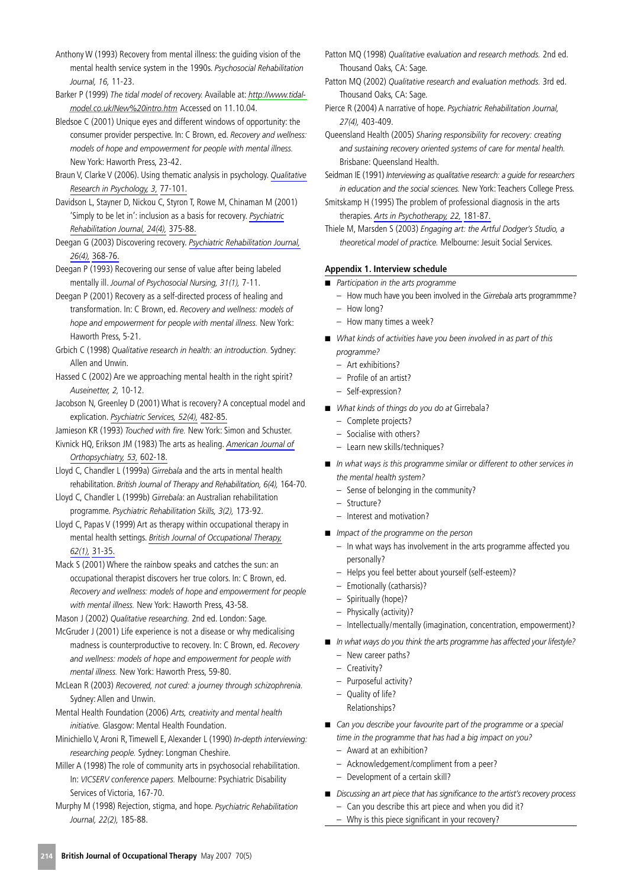Anthony W (1993) Recovery from mental illness: the guiding vision of the mental health service system in the 1990s. *Psychosocial Rehabilitation Journal, 16,* 11-23.

Barker P (1999) *The tidal model of recovery.* Available at: *http://www.tidal-model.co.uk/New%20intro.htm* Accessed on 11.10.04.

Bledsoe C (2001) Unique eyes and different windows of opportunity: the consumer provider perspective. In: C Brown, ed. *Recovery and wellness: models of hope and empowerment for people with mental illness.* New York: Haworth Press, 23-42.

Braun V, Clarke V (2006). Using thematic analysis in psychology. *Qualitative Research in Psychology, 3,* 77-101.

Davidson L, Stayner D, Nickou C, Styron T, Rowe M, Chinaman M (2001) 'Simply to be let in': inclusion as a basis for recovery. *Psychiatric Rehabilitation Journal, 24(4),* 375-88.

Deegan G (2003) Discovering recovery. *Psychiatric Rehabilitation Journal, 26(4),* 368-76.

Deegan P (1993) Recovering our sense of value after being labeled mentally ill. *Journal of Psychosocial Nursing, 31(1),* 7-11.

Deegan P (2001) Recovery as a self-directed process of healing and transformation. In: C Brown, ed. *Recovery and wellness: models of hope and empowerment for people with mental illness.* New York: Haworth Press, 5-21.

Grbich C (1998) *Qualitative research in health: an introduction.* Sydney: Allen and Unwin.

Hassed C (2002) Are we approaching mental health in the right spirit? *Auseinetter, 2,* 10-12.

Jacobson N, Greenley D (2001) What is recovery? A conceptual model and explication. *Psychiatric Services, 52(4),* 482-85.

Jamieson KR (1993) *Touched with fire.* New York: Simon and Schuster.

Kivnick HQ, Erikson JM (1983) The arts as healing. *American Journal of Orthopsychiatry, 53,* 602-18.

Lloyd C, Chandler L (1999a) *Girrebala* and the arts in mental health rehabilitation. *British Journal of Therapy and Rehabilitation, 6(4),* 164-70.

Lloyd C, Chandler L (1999b) *Girrebala*: an Australian rehabilitation programme. *Psychiatric Rehabilitation Skills, 3(2),* 173-92.

Lloyd C, Papas V (1999) Art as therapy within occupational therapy in mental health settings. *British Journal of Occupational Therapy, 62(1),* 31-35.

Mack S (2001) Where the rainbow speaks and catches the sun: an occupational therapist discovers her true colors. In: C Brown, ed. *Recovery and wellness: models of hope and empowerment for people with mental illness.* New York: Haworth Press, 43-58.

Mason J (2002) *Qualitative researching.* 2nd ed. London: Sage.

McGruder J (2001) Life experience is not a disease or why medicalising madness is counterproductive to recovery. In: C Brown, ed. *Recovery and wellness: models of hope and empowerment for people with mental illness.* New York: Haworth Press, 59-80.

McLean R (2003) *Recovered, not cured: a journey through schizophrenia.* Sydney: Allen and Unwin.

Mental Health Foundation (2006) *Arts, creativity and mental health initiative.* Glasgow: Mental Health Foundation.

Minichiello V, Aroni R, Timewell E, Alexander L (1990) *In-depth interviewing: researching people.* Sydney: Longman Cheshire.

Miller A (1998) The role of community arts in psychosocial rehabilitation. In: *VICSERV conference papers.* Melbourne: Psychiatric Disability Services of Victoria, 167-70.

Murphy M (1998) Rejection, stigma, and hope. *Psychiatric Rehabilitation Journal, 22(2),* 185-88.

Patton MQ (1998) *Qualitative evaluation and research methods.* 2nd ed. Thousand Oaks, CA: Sage.

Patton MQ (2002) *Qualitative research and evaluation methods.* 3rd ed. Thousand Oaks, CA: Sage.

Pierce R (2004) A narrative of hope. *Psychiatric Rehabilitation Journal, 27(4),* 403-409.

Queensland Health (2005) *Sharing responsibility for recovery: creating and sustaining recovery oriented systems of care for mental health.* Brisbane: Queensland Health.

Seidman IE (1991) *Interviewing as qualitative research: a guide for researchers in education and the social sciences.* New York: Teachers College Press.

Smitskamp H (1995) The problem of professional diagnosis in the arts therapies. *Arts in Psychotherapy, 22,* 181-87.

Thiele M, Marsden S (2003) *Engaging art: the Artful Dodger's Studio, a theoretical model of practice.* Melbourne: Jesuit Social Services.

### Appendix 1. Interview schedule

- *Participation in the arts programme*
  - How much have you been involved in the *Girrebala* arts programmme?
  - How long?
  - How many times a week?
- *What kinds of activities have you been involved in as part of this programme?*
  - Art exhibitions?
  - Profile of an artist?
  - Self-expression?
- *What kinds of things do you do at* Girrebala?
  - Complete projects?
  - Socialise with others?
  - Learn new skills/techniques?
- *In what ways is this programme similar or different to other services in the mental health system?*
  - Sense of belonging in the community?
  - Structure?
  - Interest and motivation?
- *Impact of the programme on the person*
  - In what ways has involvement in the arts programme affected you personally?
  - Helps you feel better about yourself (self-esteem)?
  - Emotionally (catharsis)?
  - Spiritually (hope)?
  - Physically (activity)?
  - Intellectually/mentally (imagination, concentration, empowerment)?
- *In what ways do you think the arts programme has affected your lifestyle?*
  - New career paths?
  - Creativity?
  - Purposeful activity?
  - Quality of life?
    Relationships?
- *Can you describe your favourite part of the programme or a special time in the programme that has had a big impact on you?*
  - Award at an exhibition?
  - Acknowledgement/compliment from a peer?
  - Development of a certain skill?
- *Discussing an art piece that has significance to the artist's recovery process*
  - Can you describe this art piece and when you did it?
  - Why is this piece significant in your recovery?